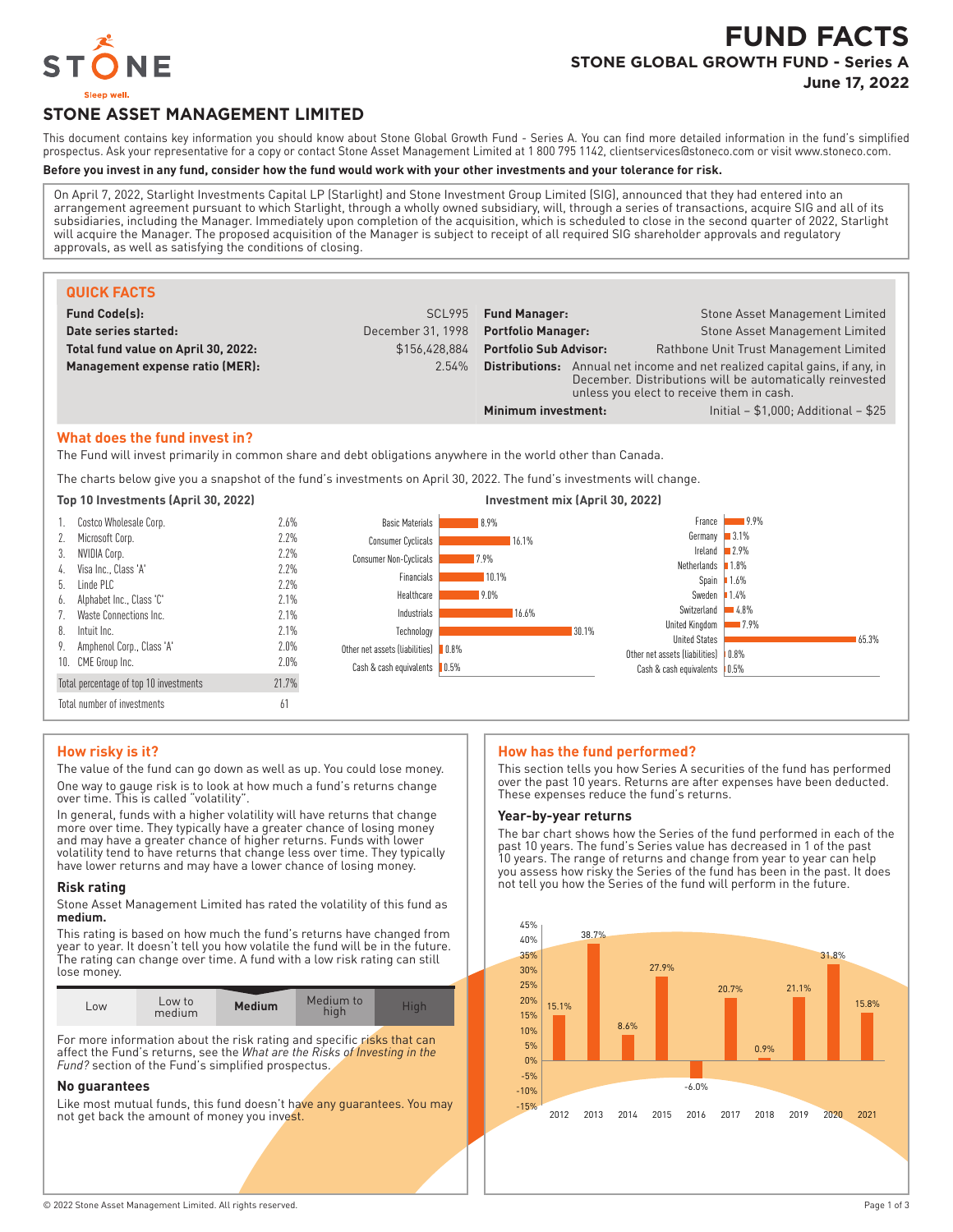# FUND FACTS

## STONE GLOBAL GROWTH FUND - Series A

**June 17, 2022**

## STONE ASSET MANAGEMENT LIMITED

This document contains key information you should know about Stone Global Growth Fund - Series A. You can find more detailed information in the fund's simplified prospectus. Ask your representative for a copy or contact Stone Asset Management Limited at 1 800 795 1142, clientservices@stoneco.com or visit www.stoneco.com.

**Before you invest in any fund, consider how the fund would work with your other investments and your tolerance for risk.**

On April 7, 2022, Starlight Investments Capital LP (Starlight) and Stone Investment Group Limited (SIG), announced that they had entered into an arrangement agreement pursuant to which Starlight, through a wholly owned subsidiary, will, through a series of transactions, acquire SIG and all of its subsidiaries, including the Manager. Immediately upon completion of the acquisition, which is scheduled to close in the second quarter of 2022, Starlight will acquire the Manager. The proposed acquisition of the Manager is subject to receipt of all required SIG shareholder approvals and regulatory approvals, as well as satisfying the conditions of closing.

### QUICK FACTS

| | | | |
|---|---|---|---|
| **Fund Code(s):** | SCL995 | **Fund Manager:** | Stone Asset Management Limited |
| **Date series started:** | December 31, 1998 | **Portfolio Manager:** | Stone Asset Management Limited |
| **Total fund value on April 30, 2022:** | $156,428,884 | **Portfolio Sub Advisor:** | Rathbone Unit Trust Management Limited |
| **Management expense ratio (MER):** | 2.54% | **Distributions:** | Annual net income and net realized capital gains, if any, in December. Distributions will be automatically reinvested unless you elect to receive them in cash. |
| | | **Minimum investment:** | Initial – $1,000; Additional – $25 |

### What does the fund invest in?

The Fund will invest primarily in common share and debt obligations anywhere in the world other than Canada.

The charts below give you a snapshot of the fund's investments on April 30, 2022. The fund's investments will change.

**Top 10 Investments (April 30, 2022)**

| | | |
|---|---|---|
| 1. | Costco Wholesale Corp. | 2.6% |
| 2. | Microsoft Corp. | 2.2% |
| 3. | NVIDIA Corp. | 2.2% |
| 4. | Visa Inc., Class 'A' | 2.2% |
| 5. | Linde PLC | 2.2% |
| 6. | Alphabet Inc., Class 'C' | 2.1% |
| 7. | Waste Connections Inc. | 2.1% |
| 8. | Intuit Inc. | 2.1% |
| 9. | Amphenol Corp., Class 'A' | 2.0% |
| 10. | CME Group Inc. | 2.0% |
| | Total percentage of top 10 investments | 21.7% |
| | Total number of investments | 61 |

**Investment mix (April 30, 2022)**

| Sector | % |
|---|---|
| Basic Materials | 8.9% |
| Consumer Cyclicals | 16.1% |
| Consumer Non-Cyclicals | 7.9% |
| Financials | 10.1% |
| Healthcare | 9.0% |
| Industrials | 16.6% |
| Technology | 30.1% |
| Other net assets (liabilities) | 0.8% |
| Cash & cash equivalents | 0.5% |

| Country | % |
|---|---|
| France | 9.9% |
| Germany | 3.1% |
| Ireland | 2.9% |
| Netherlands | 1.8% |
| Spain | 1.6% |
| Sweden | 1.4% |
| Switzerland | 4.8% |
| United Kingdom | 7.9% |
| United States | 65.3% |
| Other net assets (liabilities) | 0.8% |
| Cash & cash equivalents | 0.5% |

### How risky is it?

The value of the fund can go down as well as up. You could lose money.

One way to gauge risk is to look at how much a fund's returns change over time. This is called "volatility".

In general, funds with a higher volatility will have returns that change more over time. They typically have a greater chance of losing money and may have a greater chance of higher returns. Funds with lower volatility tend to have returns that change less over time. They typically have lower returns and may have a lower chance of losing money.

#### Risk rating

Stone Asset Management Limited has rated the volatility of this fund as **medium.**

This rating is based on how much the fund's returns have changed from year to year. It doesn't tell you how volatile the fund will be in the future. The rating can change over time. A fund with a low risk rating can still lose money.

| Low | Low to medium | **Medium** | Medium to high | High |
|---|---|---|---|---|

For more information about the risk rating and specific risks that can affect the Fund's returns, see the *What are the Risks of Investing in the Fund?* section of the Fund's simplified prospectus.

#### No guarantees

Like most mutual funds, this fund doesn't have any guarantees. You may not get back the amount of money you invest.

### How has the fund performed?

This section tells you how Series A securities of the fund has performed over the past 10 years. Returns are after expenses have been deducted. These expenses reduce the fund's returns.

#### Year-by-year returns

The bar chart shows how the Series of the fund performed in each of the past 10 years. The fund's Series value has decreased in 1 of the past 10 years. The range of returns and change from year to year can help you assess how risky the Series of the fund has been in the past. It does not tell you how the Series of the fund will perform in the future.

| Year | 2012 | 2013 | 2014 | 2015 | 2016 | 2017 | 2018 | 2019 | 2020 | 2021 |
|---|---|---|---|---|---|---|---|---|---|---|
| Return | 15.1% | 38.7% | 8.6% | 27.9% | -6.0% | 20.7% | 0.9% | 21.1% | 31.8% | 15.8% |

© 2022 Stone Asset Management Limited. All rights reserved.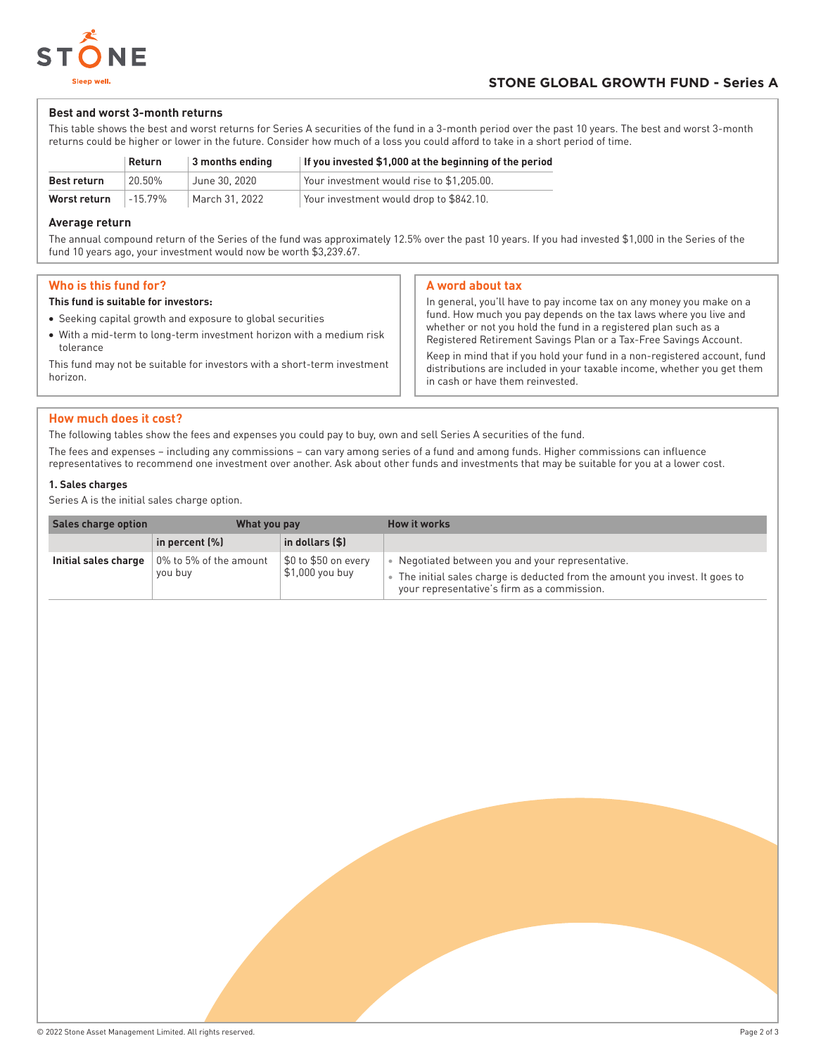## STONE GLOBAL GROWTH FUND - Series A

### Best and worst 3-month returns

This table shows the best and worst returns for Series A securities of the fund in a 3-month period over the past 10 years. The best and worst 3-month returns could be higher or lower in the future. Consider how much of a loss you could afford to take in a short period of time.

| | Return | 3 months ending | If you invested $1,000 at the beginning of the period |
|---|---|---|---|
| **Best return** | 20.50% | June 30, 2020 | Your investment would rise to $1,205.00. |
| **Worst return** | -15.79% | March 31, 2022 | Your investment would drop to $842.10. |

### Average return

The annual compound return of the Series of the fund was approximately 12.5% over the past 10 years. If you had invested $1,000 in the Series of the fund 10 years ago, your investment would now be worth $3,239.67.

## Who is this fund for?

**This fund is suitable for investors:**

- Seeking capital growth and exposure to global securities
- With a mid-term to long-term investment horizon with a medium risk tolerance

This fund may not be suitable for investors with a short-term investment horizon.

## A word about tax

In general, you'll have to pay income tax on any money you make on a fund. How much you pay depends on the tax laws where you live and whether or not you hold the fund in a registered plan such as a Registered Retirement Savings Plan or a Tax-Free Savings Account.

Keep in mind that if you hold your fund in a non-registered account, fund distributions are included in your taxable income, whether you get them in cash or have them reinvested.

## How much does it cost?

The following tables show the fees and expenses you could pay to buy, own and sell Series A securities of the fund.

The fees and expenses – including any commissions – can vary among series of a fund and among funds. Higher commissions can influence representatives to recommend one investment over another. Ask about other funds and investments that may be suitable for you at a lower cost.

### 1. Sales charges

Series A is the initial sales charge option.

| Sales charge option | What you pay | | How it works |
|---|---|---|---|
| | in percent (%) | in dollars ($) | |
| **Initial sales charge** | 0% to 5% of the amount you buy | $0 to $50 on every $1,000 you buy | • Negotiated between you and your representative.<br>• The initial sales charge is deducted from the amount you invest. It goes to your representative's firm as a commission. |

© 2022 Stone Asset Management Limited. All rights reserved.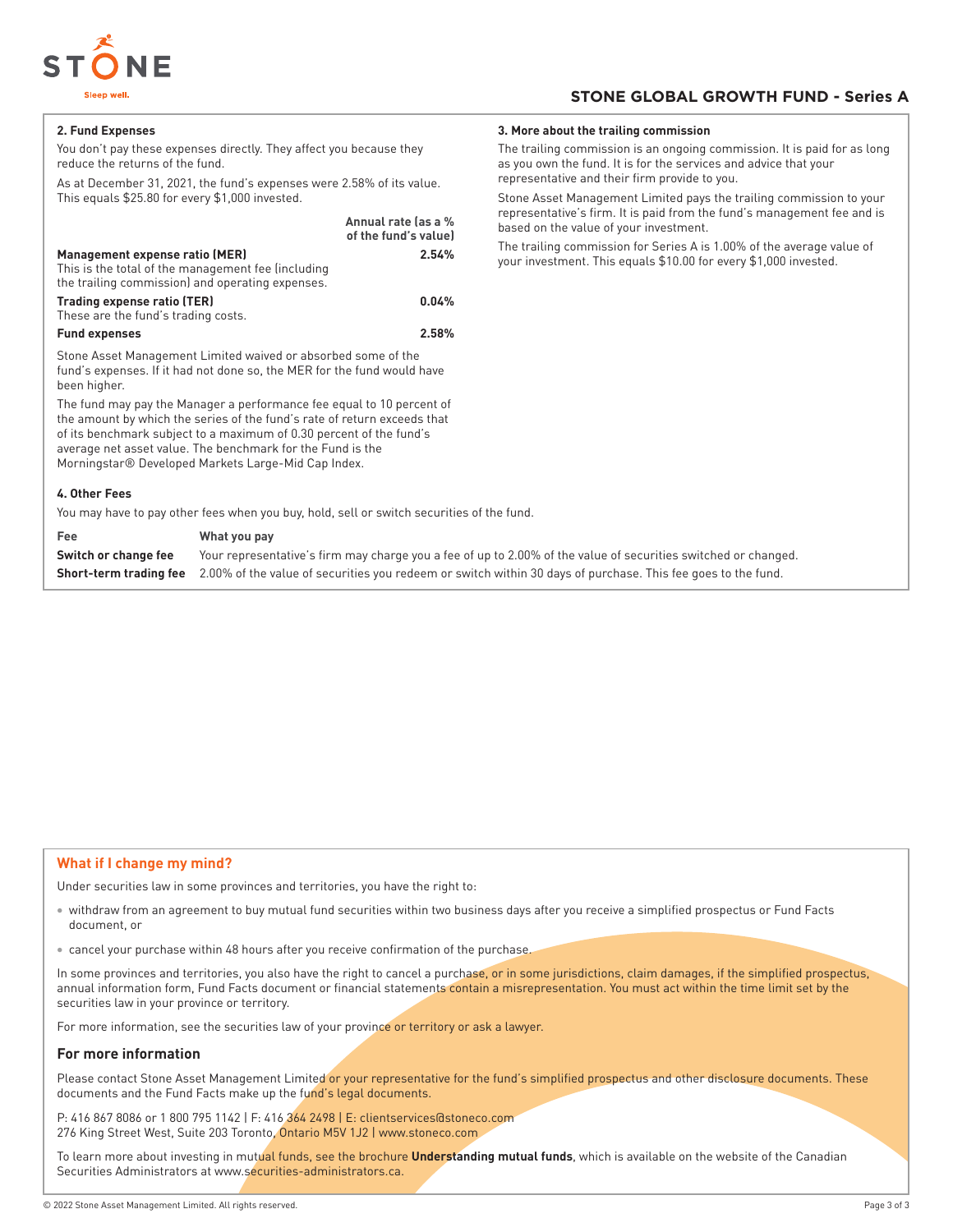## STONE GLOBAL GROWTH FUND - Series A

### 2. Fund Expenses

You don't pay these expenses directly. They affect you because they reduce the returns of the fund.

As at December 31, 2021, the fund's expenses were 2.58% of its value. This equals $25.80 for every $1,000 invested.

| | Annual rate (as a % of the fund's value) |
|---|---|
| **Management expense ratio (MER)** This is the total of the management fee (including the trailing commission) and operating expenses. | **2.54%** |
| **Trading expense ratio (TER)** These are the fund's trading costs. | **0.04%** |
| **Fund expenses** | **2.58%** |

Stone Asset Management Limited waived or absorbed some of the fund's expenses. If it had not done so, the MER for the fund would have been higher.

The fund may pay the Manager a performance fee equal to 10 percent of the amount by which the series of the fund's rate of return exceeds that of its benchmark subject to a maximum of 0.30 percent of the fund's average net asset value. The benchmark for the Fund is the Morningstar® Developed Markets Large-Mid Cap Index.

### 3. More about the trailing commission

The trailing commission is an ongoing commission. It is paid for as long as you own the fund. It is for the services and advice that your representative and their firm provide to you.

Stone Asset Management Limited pays the trailing commission to your representative's firm. It is paid from the fund's management fee and is based on the value of your investment.

The trailing commission for Series A is 1.00% of the average value of your investment. This equals $10.00 for every $1,000 invested.

### 4. Other Fees

You may have to pay other fees when you buy, hold, sell or switch securities of the fund.

| Fee | What you pay |
|---|---|
| **Switch or change fee** | Your representative's firm may charge you a fee of up to 2.00% of the value of securities switched or changed. |
| **Short-term trading fee** | 2.00% of the value of securities you redeem or switch within 30 days of purchase. This fee goes to the fund. |

## What if I change my mind?

Under securities law in some provinces and territories, you have the right to:

- withdraw from an agreement to buy mutual fund securities within two business days after you receive a simplified prospectus or Fund Facts document, or
- cancel your purchase within 48 hours after you receive confirmation of the purchase.

In some provinces and territories, you also have the right to cancel a purchase, or in some jurisdictions, claim damages, if the simplified prospectus, annual information form, Fund Facts document or financial statements contain a misrepresentation. You must act within the time limit set by the securities law in your province or territory.

For more information, see the securities law of your province or territory or ask a lawyer.

## For more information

Please contact Stone Asset Management Limited or your representative for the fund's simplified prospectus and other disclosure documents. These documents and the Fund Facts make up the fund's legal documents.

P: 416 867 8086 or 1 800 795 1142 | F: 416 364 2498 | E: clientservices@stoneco.com
276 King Street West, Suite 203 Toronto, Ontario M5V 1J2 | www.stoneco.com

To learn more about investing in mutual funds, see the brochure **Understanding mutual funds**, which is available on the website of the Canadian Securities Administrators at www.securities-administrators.ca.

© 2022 Stone Asset Management Limited. All rights reserved.